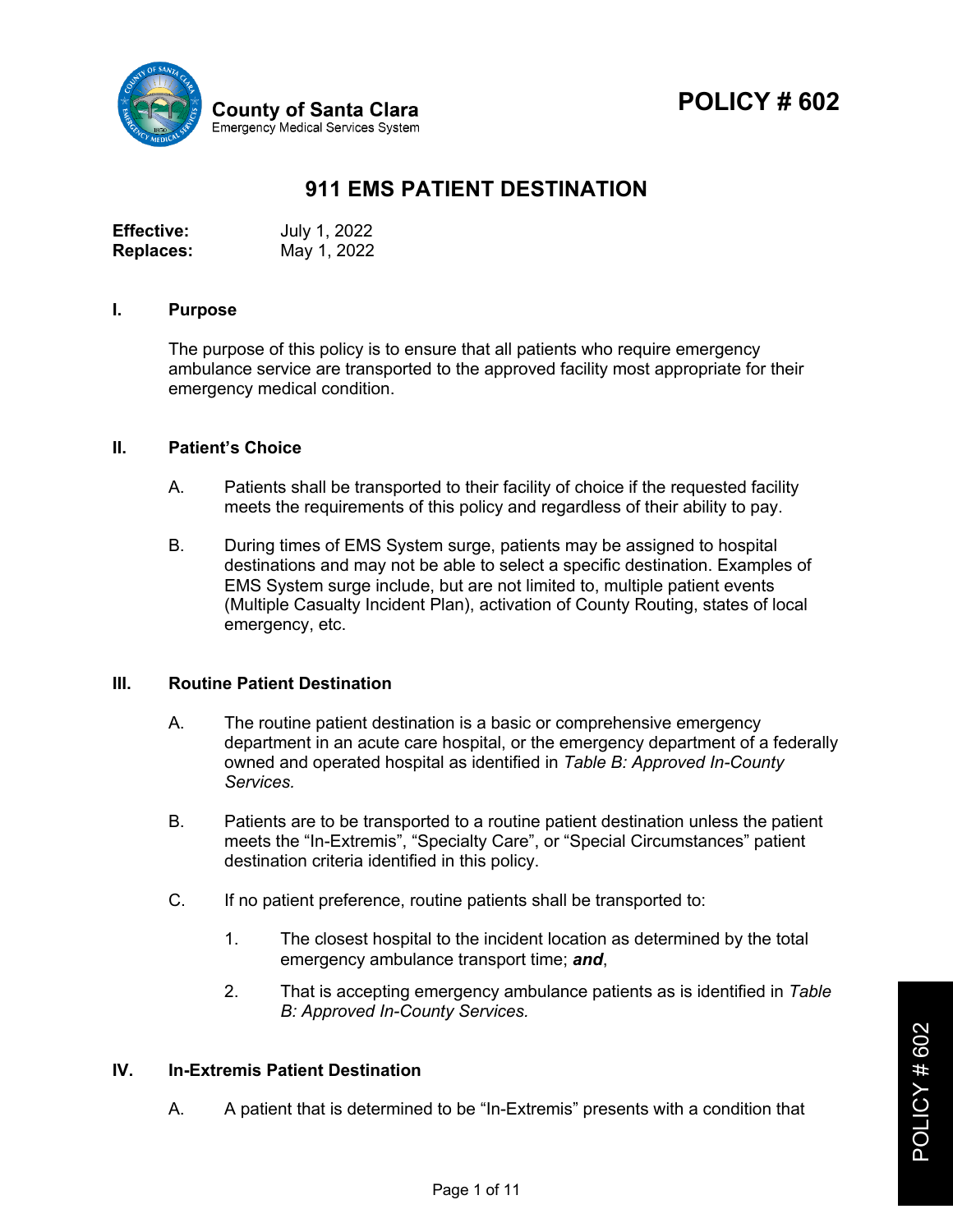County of Santa Clara
Emergency Medical Services System

# POLICY # 602

## 911 EMS PATIENT DESTINATION

**Effective:** July 1, 2022
**Replaces:** May 1, 2022

### I. Purpose

The purpose of this policy is to ensure that all patients who require emergency ambulance service are transported to the approved facility most appropriate for their emergency medical condition.

### II. Patient's Choice

A. Patients shall be transported to their facility of choice if the requested facility meets the requirements of this policy and regardless of their ability to pay.

B. During times of EMS System surge, patients may be assigned to hospital destinations and may not be able to select a specific destination. Examples of EMS System surge include, but are not limited to, multiple patient events (Multiple Casualty Incident Plan), activation of County Routing, states of local emergency, etc.

### III. Routine Patient Destination

A. The routine patient destination is a basic or comprehensive emergency department in an acute care hospital, or the emergency department of a federally owned and operated hospital as identified in *Table B: Approved In-County Services.*

B. Patients are to be transported to a routine patient destination unless the patient meets the "In-Extremis", "Specialty Care", or "Special Circumstances" patient destination criteria identified in this policy.

C. If no patient preference, routine patients shall be transported to:

1. The closest hospital to the incident location as determined by the total emergency ambulance transport time; ***and***,

2. That is accepting emergency ambulance patients as is identified in *Table B: Approved In-County Services.*

### IV. In-Extremis Patient Destination

A. A patient that is determined to be "In-Extremis" presents with a condition that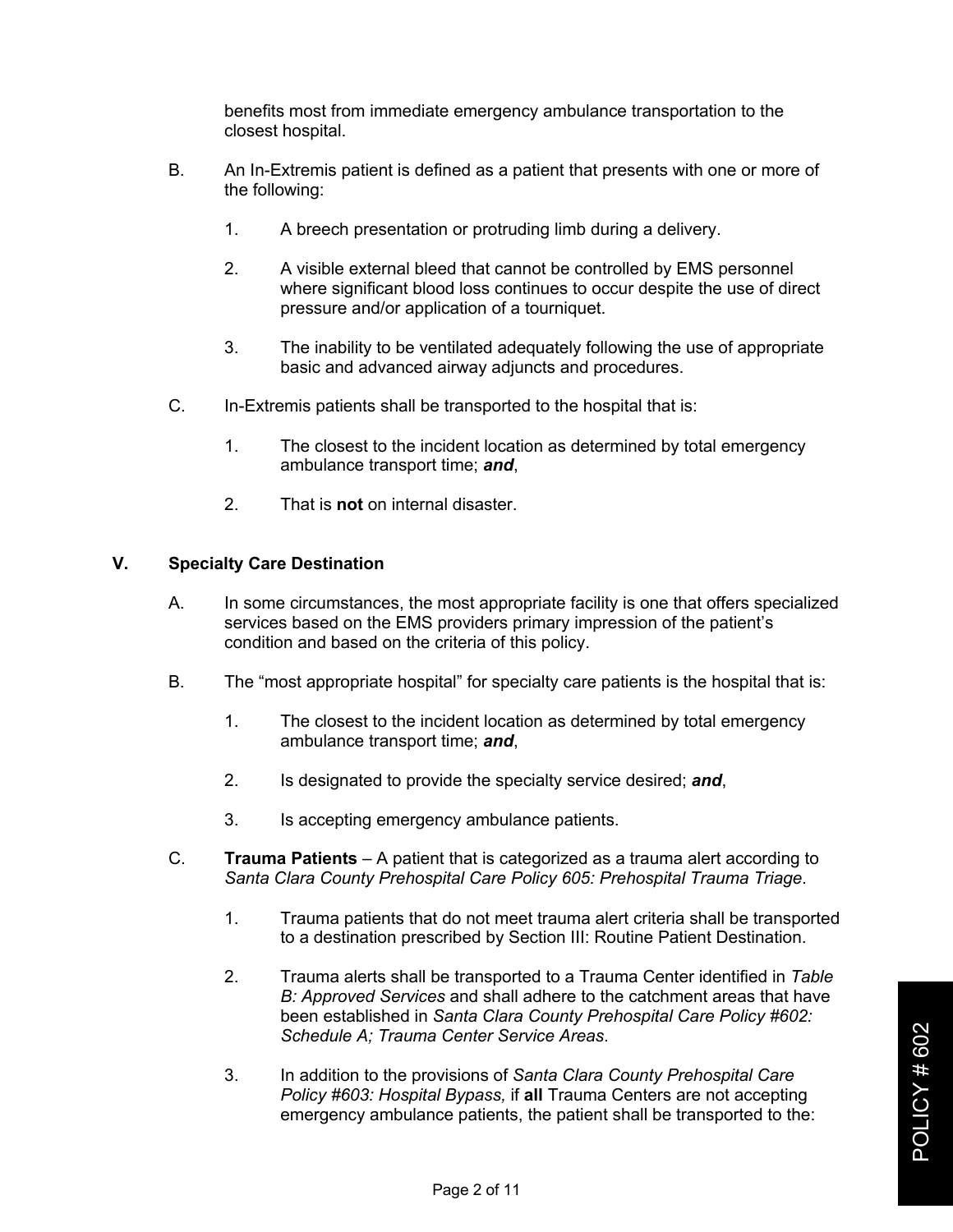benefits most from immediate emergency ambulance transportation to the closest hospital.

B. An In-Extremis patient is defined as a patient that presents with one or more of the following:

   1. A breech presentation or protruding limb during a delivery.

   2. A visible external bleed that cannot be controlled by EMS personnel where significant blood loss continues to occur despite the use of direct pressure and/or application of a tourniquet.

   3. The inability to be ventilated adequately following the use of appropriate basic and advanced airway adjuncts and procedures.

C. In-Extremis patients shall be transported to the hospital that is:

   1. The closest to the incident location as determined by total emergency ambulance transport time; ***and***,

   2. That is **not** on internal disaster.

## V. Specialty Care Destination

A. In some circumstances, the most appropriate facility is one that offers specialized services based on the EMS providers primary impression of the patient's condition and based on the criteria of this policy.

B. The "most appropriate hospital" for specialty care patients is the hospital that is:

   1. The closest to the incident location as determined by total emergency ambulance transport time; ***and***,

   2. Is designated to provide the specialty service desired; ***and***,

   3. Is accepting emergency ambulance patients.

C. **Trauma Patients** – A patient that is categorized as a trauma alert according to *Santa Clara County Prehospital Care Policy 605: Prehospital Trauma Triage*.

   1. Trauma patients that do not meet trauma alert criteria shall be transported to a destination prescribed by Section III: Routine Patient Destination.

   2. Trauma alerts shall be transported to a Trauma Center identified in *Table B: Approved Services* and shall adhere to the catchment areas that have been established in *Santa Clara County Prehospital Care Policy #602: Schedule A; Trauma Center Service Areas*.

   3. In addition to the provisions of *Santa Clara County Prehospital Care Policy #603: Hospital Bypass,* if **all** Trauma Centers are not accepting emergency ambulance patients, the patient shall be transported to the: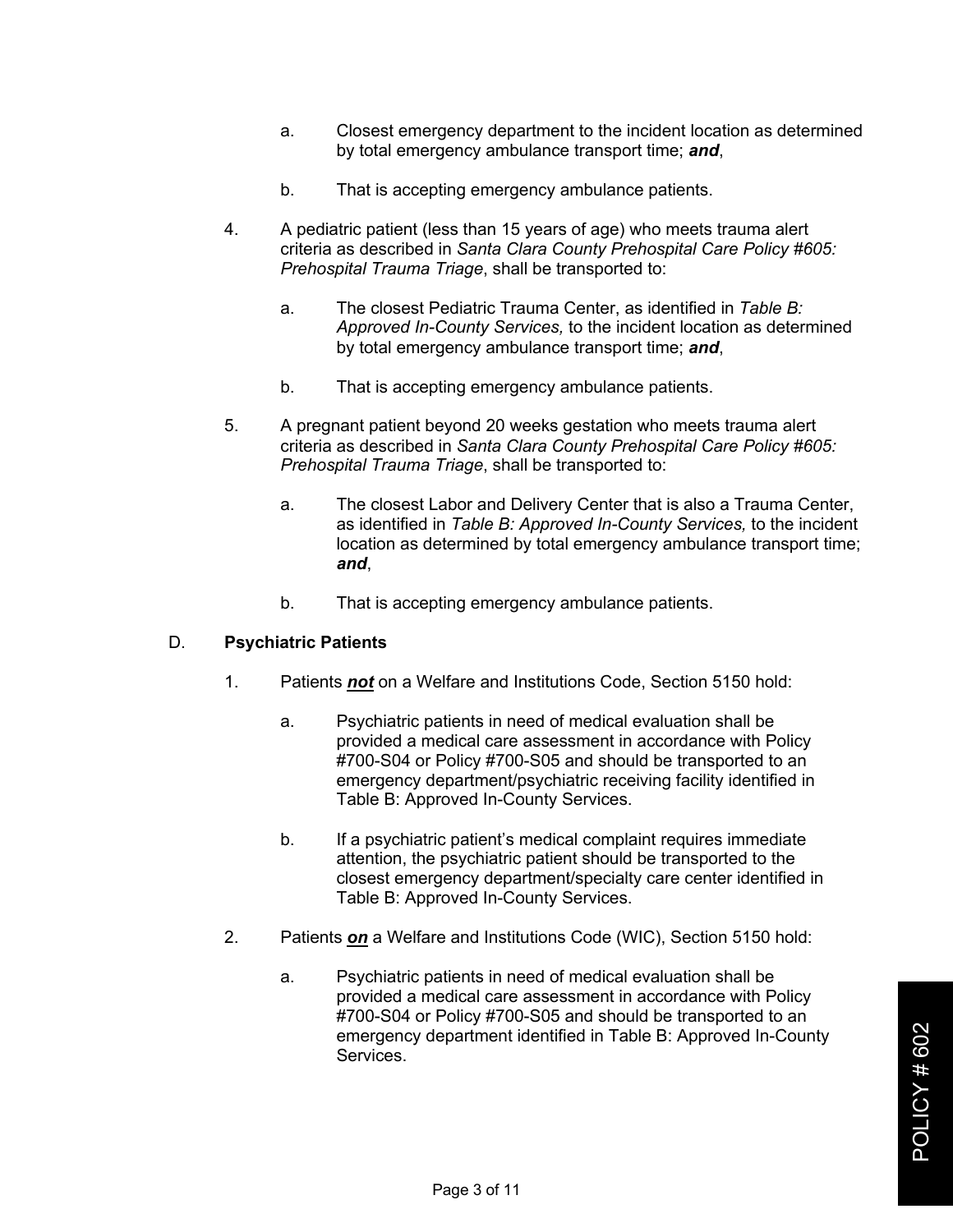a. Closest emergency department to the incident location as determined by total emergency ambulance transport time; ***and***,

b. That is accepting emergency ambulance patients.

4. A pediatric patient (less than 15 years of age) who meets trauma alert criteria as described in *Santa Clara County Prehospital Care Policy #605: Prehospital Trauma Triage*, shall be transported to:

   a. The closest Pediatric Trauma Center, as identified in *Table B: Approved In-County Services,* to the incident location as determined by total emergency ambulance transport time; ***and***,

   b. That is accepting emergency ambulance patients.

5. A pregnant patient beyond 20 weeks gestation who meets trauma alert criteria as described in *Santa Clara County Prehospital Care Policy #605: Prehospital Trauma Triage*, shall be transported to:

   a. The closest Labor and Delivery Center that is also a Trauma Center, as identified in *Table B: Approved In-County Services,* to the incident location as determined by total emergency ambulance transport time; ***and***,

   b. That is accepting emergency ambulance patients.

D. **Psychiatric Patients**

1. Patients ***not*** on a Welfare and Institutions Code, Section 5150 hold:

   a. Psychiatric patients in need of medical evaluation shall be provided a medical care assessment in accordance with Policy #700-S04 or Policy #700-S05 and should be transported to an emergency department/psychiatric receiving facility identified in Table B: Approved In-County Services.

   b. If a psychiatric patient's medical complaint requires immediate attention, the psychiatric patient should be transported to the closest emergency department/specialty care center identified in Table B: Approved In-County Services.

2. Patients ***on*** a Welfare and Institutions Code (WIC), Section 5150 hold:

   a. Psychiatric patients in need of medical evaluation shall be provided a medical care assessment in accordance with Policy #700-S04 or Policy #700-S05 and should be transported to an emergency department identified in Table B: Approved In-County Services.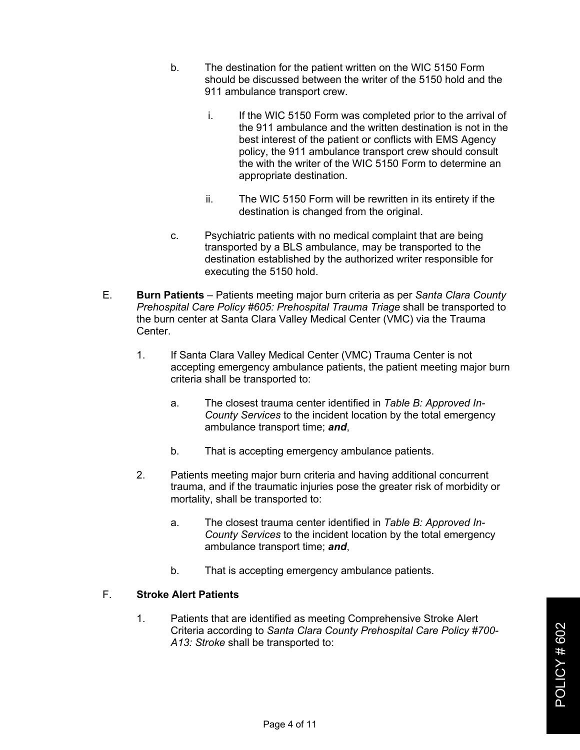b. The destination for the patient written on the WIC 5150 Form should be discussed between the writer of the 5150 hold and the 911 ambulance transport crew.

   i. If the WIC 5150 Form was completed prior to the arrival of the 911 ambulance and the written destination is not in the best interest of the patient or conflicts with EMS Agency policy, the 911 ambulance transport crew should consult the with the writer of the WIC 5150 Form to determine an appropriate destination.

   ii. The WIC 5150 Form will be rewritten in its entirety if the destination is changed from the original.

c. Psychiatric patients with no medical complaint that are being transported by a BLS ambulance, may be transported to the destination established by the authorized writer responsible for executing the 5150 hold.

E. **Burn Patients** – Patients meeting major burn criteria as per *Santa Clara County Prehospital Care Policy #605: Prehospital Trauma Triage* shall be transported to the burn center at Santa Clara Valley Medical Center (VMC) via the Trauma Center.

1. If Santa Clara Valley Medical Center (VMC) Trauma Center is not accepting emergency ambulance patients, the patient meeting major burn criteria shall be transported to:

   a. The closest trauma center identified in *Table B: Approved In-County Services* to the incident location by the total emergency ambulance transport time; ***and***,

   b. That is accepting emergency ambulance patients.

2. Patients meeting major burn criteria and having additional concurrent trauma, and if the traumatic injuries pose the greater risk of morbidity or mortality, shall be transported to:

   a. The closest trauma center identified in *Table B: Approved In-County Services* to the incident location by the total emergency ambulance transport time; ***and***,

   b. That is accepting emergency ambulance patients.

F. **Stroke Alert Patients**

1. Patients that are identified as meeting Comprehensive Stroke Alert Criteria according to *Santa Clara County Prehospital Care Policy #700-A13: Stroke* shall be transported to: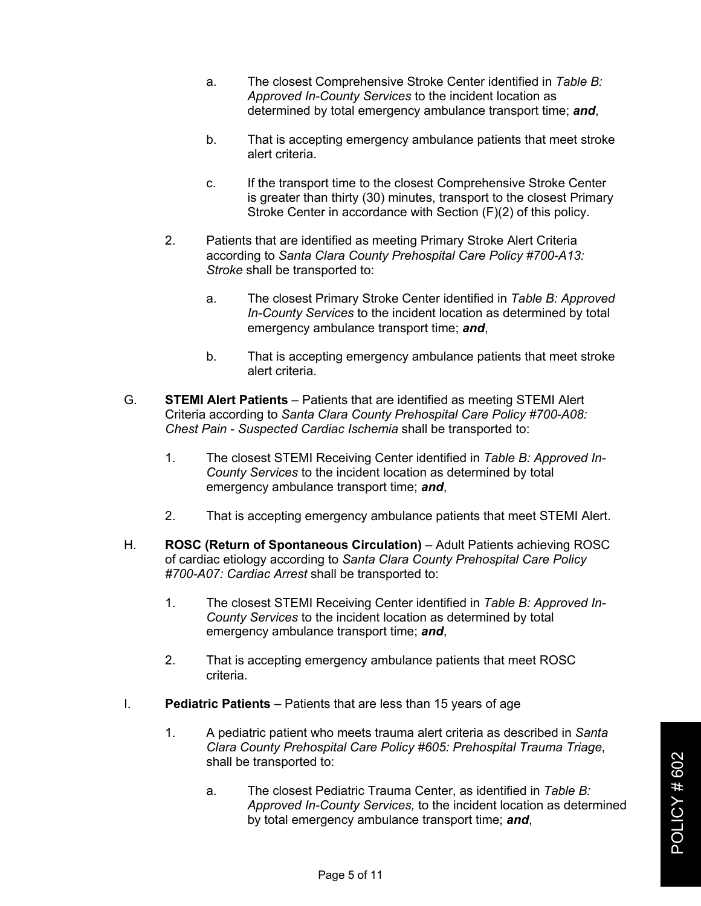a. The closest Comprehensive Stroke Center identified in *Table B: Approved In-County Services* to the incident location as determined by total emergency ambulance transport time; ***and***,

b. That is accepting emergency ambulance patients that meet stroke alert criteria.

c. If the transport time to the closest Comprehensive Stroke Center is greater than thirty (30) minutes, transport to the closest Primary Stroke Center in accordance with Section (F)(2) of this policy.

2. Patients that are identified as meeting Primary Stroke Alert Criteria according to *Santa Clara County Prehospital Care Policy #700-A13: Stroke* shall be transported to:

   a. The closest Primary Stroke Center identified in *Table B: Approved In-County Services* to the incident location as determined by total emergency ambulance transport time; ***and***,

   b. That is accepting emergency ambulance patients that meet stroke alert criteria.

G. **STEMI Alert Patients** – Patients that are identified as meeting STEMI Alert Criteria according to *Santa Clara County Prehospital Care Policy #700-A08: Chest Pain - Suspected Cardiac Ischemia* shall be transported to:

   1. The closest STEMI Receiving Center identified in *Table B: Approved In-County Services* to the incident location as determined by total emergency ambulance transport time; ***and***,

   2. That is accepting emergency ambulance patients that meet STEMI Alert.

H. **ROSC (Return of Spontaneous Circulation)** – Adult Patients achieving ROSC of cardiac etiology according to *Santa Clara County Prehospital Care Policy #700-A07: Cardiac Arrest* shall be transported to:

   1. The closest STEMI Receiving Center identified in *Table B: Approved In-County Services* to the incident location as determined by total emergency ambulance transport time; ***and***,

   2. That is accepting emergency ambulance patients that meet ROSC criteria.

I. **Pediatric Patients** – Patients that are less than 15 years of age

   1. A pediatric patient who meets trauma alert criteria as described in *Santa Clara County Prehospital Care Policy #605: Prehospital Trauma Triage*, shall be transported to:

      a. The closest Pediatric Trauma Center, as identified in *Table B: Approved In-County Services,* to the incident location as determined by total emergency ambulance transport time; ***and***,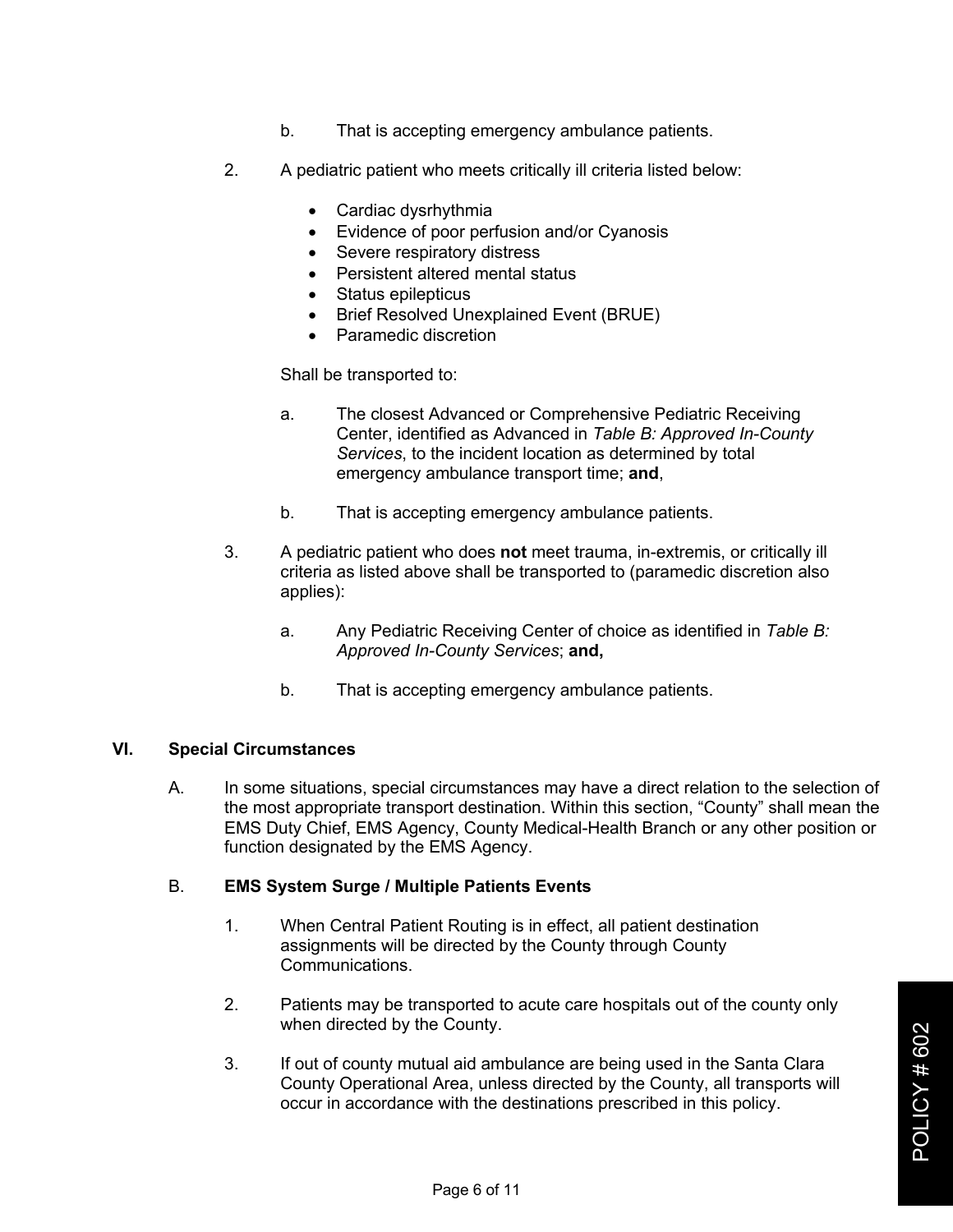b. That is accepting emergency ambulance patients.

2. A pediatric patient who meets critically ill criteria listed below:

   - Cardiac dysrhythmia
   - Evidence of poor perfusion and/or Cyanosis
   - Severe respiratory distress
   - Persistent altered mental status
   - Status epilepticus
   - Brief Resolved Unexplained Event (BRUE)
   - Paramedic discretion

   Shall be transported to:

   a. The closest Advanced or Comprehensive Pediatric Receiving Center, identified as Advanced in *Table B: Approved In-County Services*, to the incident location as determined by total emergency ambulance transport time; **and**,

   b. That is accepting emergency ambulance patients.

3. A pediatric patient who does **not** meet trauma, in-extremis, or critically ill criteria as listed above shall be transported to (paramedic discretion also applies):

   a. Any Pediatric Receiving Center of choice as identified in *Table B: Approved In-County Services*; **and,**

   b. That is accepting emergency ambulance patients.

## VI. Special Circumstances

A. In some situations, special circumstances may have a direct relation to the selection of the most appropriate transport destination. Within this section, "County" shall mean the EMS Duty Chief, EMS Agency, County Medical-Health Branch or any other position or function designated by the EMS Agency.

B. **EMS System Surge / Multiple Patients Events**

1. When Central Patient Routing is in effect, all patient destination assignments will be directed by the County through County Communications.

2. Patients may be transported to acute care hospitals out of the county only when directed by the County.

3. If out of county mutual aid ambulance are being used in the Santa Clara County Operational Area, unless directed by the County, all transports will occur in accordance with the destinations prescribed in this policy.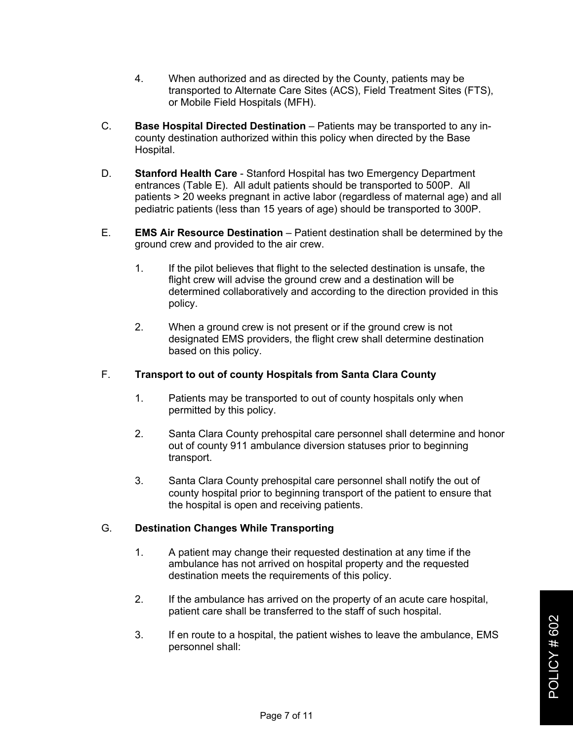4. When authorized and as directed by the County, patients may be transported to Alternate Care Sites (ACS), Field Treatment Sites (FTS), or Mobile Field Hospitals (MFH).

C. **Base Hospital Directed Destination** – Patients may be transported to any in-county destination authorized within this policy when directed by the Base Hospital.

D. **Stanford Health Care** - Stanford Hospital has two Emergency Department entrances (Table E). All adult patients should be transported to 500P. All patients > 20 weeks pregnant in active labor (regardless of maternal age) and all pediatric patients (less than 15 years of age) should be transported to 300P.

E. **EMS Air Resource Destination** – Patient destination shall be determined by the ground crew and provided to the air crew.

   1. If the pilot believes that flight to the selected destination is unsafe, the flight crew will advise the ground crew and a destination will be determined collaboratively and according to the direction provided in this policy.

   2. When a ground crew is not present or if the ground crew is not designated EMS providers, the flight crew shall determine destination based on this policy.

F. **Transport to out of county Hospitals from Santa Clara County**

   1. Patients may be transported to out of county hospitals only when permitted by this policy.

   2. Santa Clara County prehospital care personnel shall determine and honor out of county 911 ambulance diversion statuses prior to beginning transport.

   3. Santa Clara County prehospital care personnel shall notify the out of county hospital prior to beginning transport of the patient to ensure that the hospital is open and receiving patients.

G. **Destination Changes While Transporting**

   1. A patient may change their requested destination at any time if the ambulance has not arrived on hospital property and the requested destination meets the requirements of this policy.

   2. If the ambulance has arrived on the property of an acute care hospital, patient care shall be transferred to the staff of such hospital.

   3. If en route to a hospital, the patient wishes to leave the ambulance, EMS personnel shall: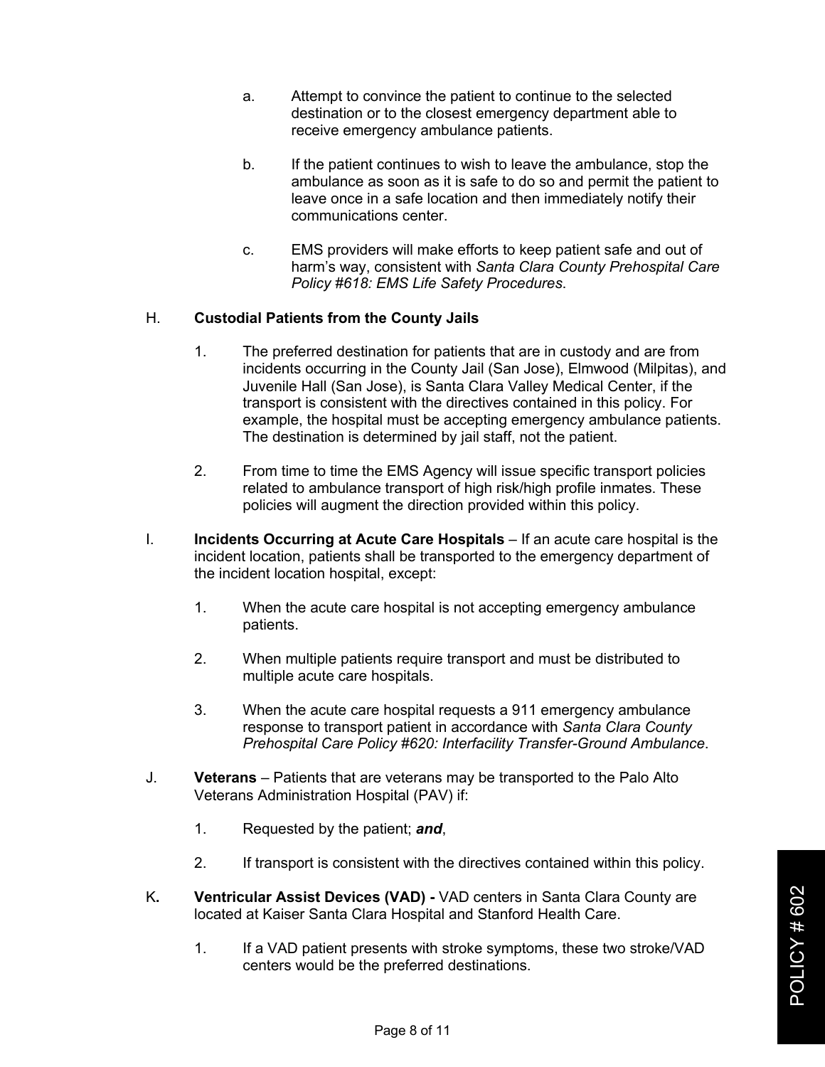a. Attempt to convince the patient to continue to the selected destination or to the closest emergency department able to receive emergency ambulance patients.

b. If the patient continues to wish to leave the ambulance, stop the ambulance as soon as it is safe to do so and permit the patient to leave once in a safe location and then immediately notify their communications center.

c. EMS providers will make efforts to keep patient safe and out of harm's way, consistent with *Santa Clara County Prehospital Care Policy #618: EMS Life Safety Procedures*.

H. **Custodial Patients from the County Jails**

1. The preferred destination for patients that are in custody and are from incidents occurring in the County Jail (San Jose), Elmwood (Milpitas), and Juvenile Hall (San Jose), is Santa Clara Valley Medical Center, if the transport is consistent with the directives contained in this policy. For example, the hospital must be accepting emergency ambulance patients. The destination is determined by jail staff, not the patient.

2. From time to time the EMS Agency will issue specific transport policies related to ambulance transport of high risk/high profile inmates. These policies will augment the direction provided within this policy.

I. **Incidents Occurring at Acute Care Hospitals** – If an acute care hospital is the incident location, patients shall be transported to the emergency department of the incident location hospital, except:

1. When the acute care hospital is not accepting emergency ambulance patients.

2. When multiple patients require transport and must be distributed to multiple acute care hospitals.

3. When the acute care hospital requests a 911 emergency ambulance response to transport patient in accordance with *Santa Clara County Prehospital Care Policy #620: Interfacility Transfer-Ground Ambulance*.

J. **Veterans** – Patients that are veterans may be transported to the Palo Alto Veterans Administration Hospital (PAV) if:

1. Requested by the patient; ***and***,

2. If transport is consistent with the directives contained within this policy.

K**.** **Ventricular Assist Devices (VAD) -** VAD centers in Santa Clara County are located at Kaiser Santa Clara Hospital and Stanford Health Care.

1. If a VAD patient presents with stroke symptoms, these two stroke/VAD centers would be the preferred destinations.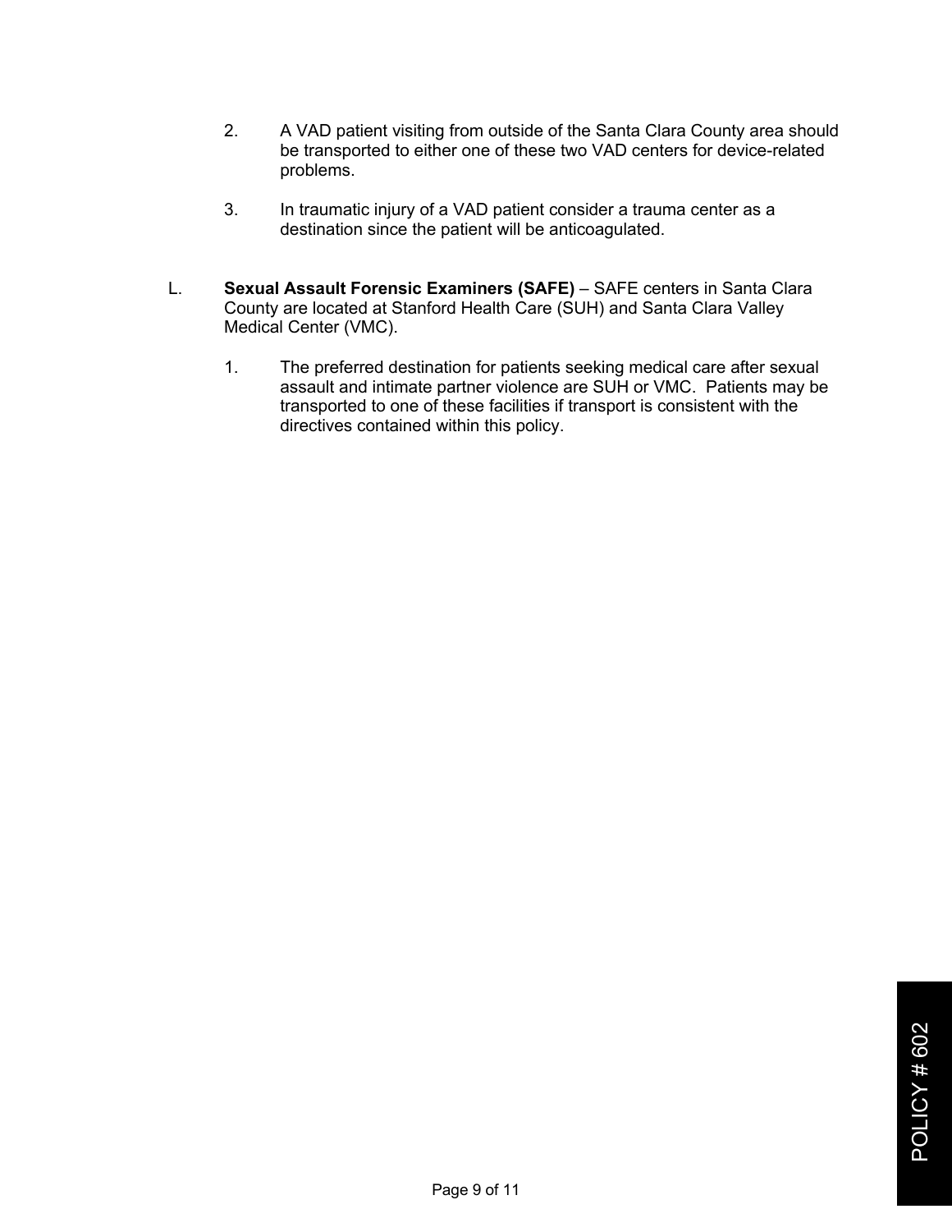2. A VAD patient visiting from outside of the Santa Clara County area should be transported to either one of these two VAD centers for device-related problems.

3. In traumatic injury of a VAD patient consider a trauma center as a destination since the patient will be anticoagulated.

L. **Sexual Assault Forensic Examiners (SAFE)** – SAFE centers in Santa Clara County are located at Stanford Health Care (SUH) and Santa Clara Valley Medical Center (VMC).

   1. The preferred destination for patients seeking medical care after sexual assault and intimate partner violence are SUH or VMC. Patients may be transported to one of these facilities if transport is consistent with the directives contained within this policy.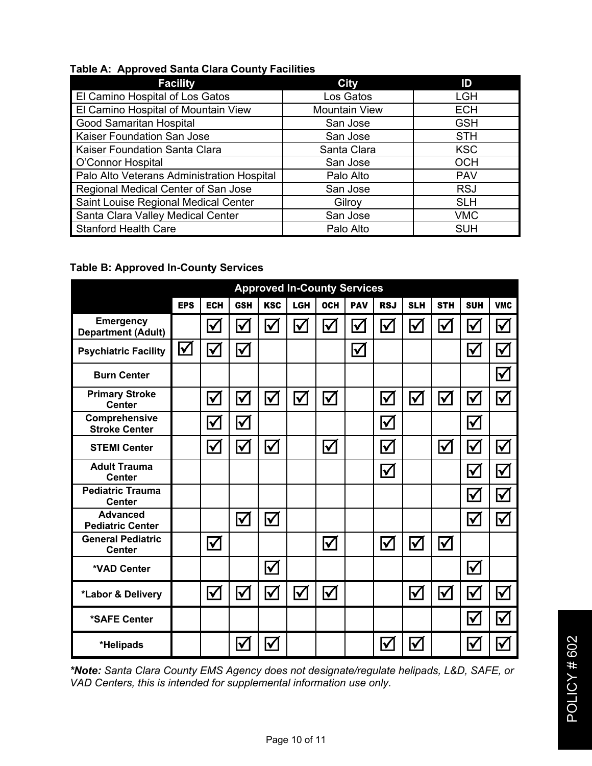**Table A: Approved Santa Clara County Facilities**

| Facility | City | ID |
|---|---|---|
| El Camino Hospital of Los Gatos | Los Gatos | LGH |
| El Camino Hospital of Mountain View | Mountain View | ECH |
| Good Samaritan Hospital | San Jose | GSH |
| Kaiser Foundation San Jose | San Jose | STH |
| Kaiser Foundation Santa Clara | Santa Clara | KSC |
| O'Connor Hospital | San Jose | OCH |
| Palo Alto Veterans Administration Hospital | Palo Alto | PAV |
| Regional Medical Center of San Jose | San Jose | RSJ |
| Saint Louise Regional Medical Center | Gilroy | SLH |
| Santa Clara Valley Medical Center | San Jose | VMC |
| Stanford Health Care | Palo Alto | SUH |

**Table B: Approved In-County Services**

| Approved In-County Services | EPS | ECH | GSH | KSC | LGH | OCH | PAV | RSJ | SLH | STH | SUH | VMC |
|---|---|---|---|---|---|---|---|---|---|---|---|---|
| **Emergency Department (Adult)** | | ☑ | ☑ | ☑ | ☑ | ☑ | ☑ | ☑ | ☑ | ☑ | ☑ | ☑ |
| **Psychiatric Facility** | ☑ | ☑ | ☑ | | | | ☑ | | | | ☑ | ☑ |
| **Burn Center** | | | | | | | | | | | | ☑ |
| **Primary Stroke Center** | | ☑ | ☑ | ☑ | ☑ | ☑ | | ☑ | ☑ | ☑ | ☑ | ☑ |
| **Comprehensive Stroke Center** | | ☑ | ☑ | | | | | ☑ | | | ☑ | |
| **STEMI Center** | | ☑ | ☑ | ☑ | | ☑ | | ☑ | | ☑ | ☑ | ☑ |
| **Adult Trauma Center** | | | | | | | | ☑ | | | ☑ | ☑ |
| **Pediatric Trauma Center** | | | | | | | | | | | ☑ | ☑ |
| **Advanced Pediatric Center** | | | ☑ | ☑ | | | | | | | ☑ | ☑ |
| **General Pediatric Center** | | ☑ | | | | ☑ | | ☑ | ☑ | ☑ | | |
| ***VAD Center** | | | | ☑ | | | | | | | ☑ | |
| ***Labor & Delivery** | | ☑ | ☑ | ☑ | ☑ | ☑ | | | ☑ | ☑ | ☑ | ☑ |
| ***SAFE Center** | | | | | | | | | | | ☑ | ☑ |
| ***Helipads** | | | ☑ | ☑ | | | | ☑ | ☑ | | ☑ | ☑ |

***Note:** Santa Clara County EMS Agency does not designate/regulate helipads, L&D, SAFE, or VAD Centers, this is intended for supplemental information use only.*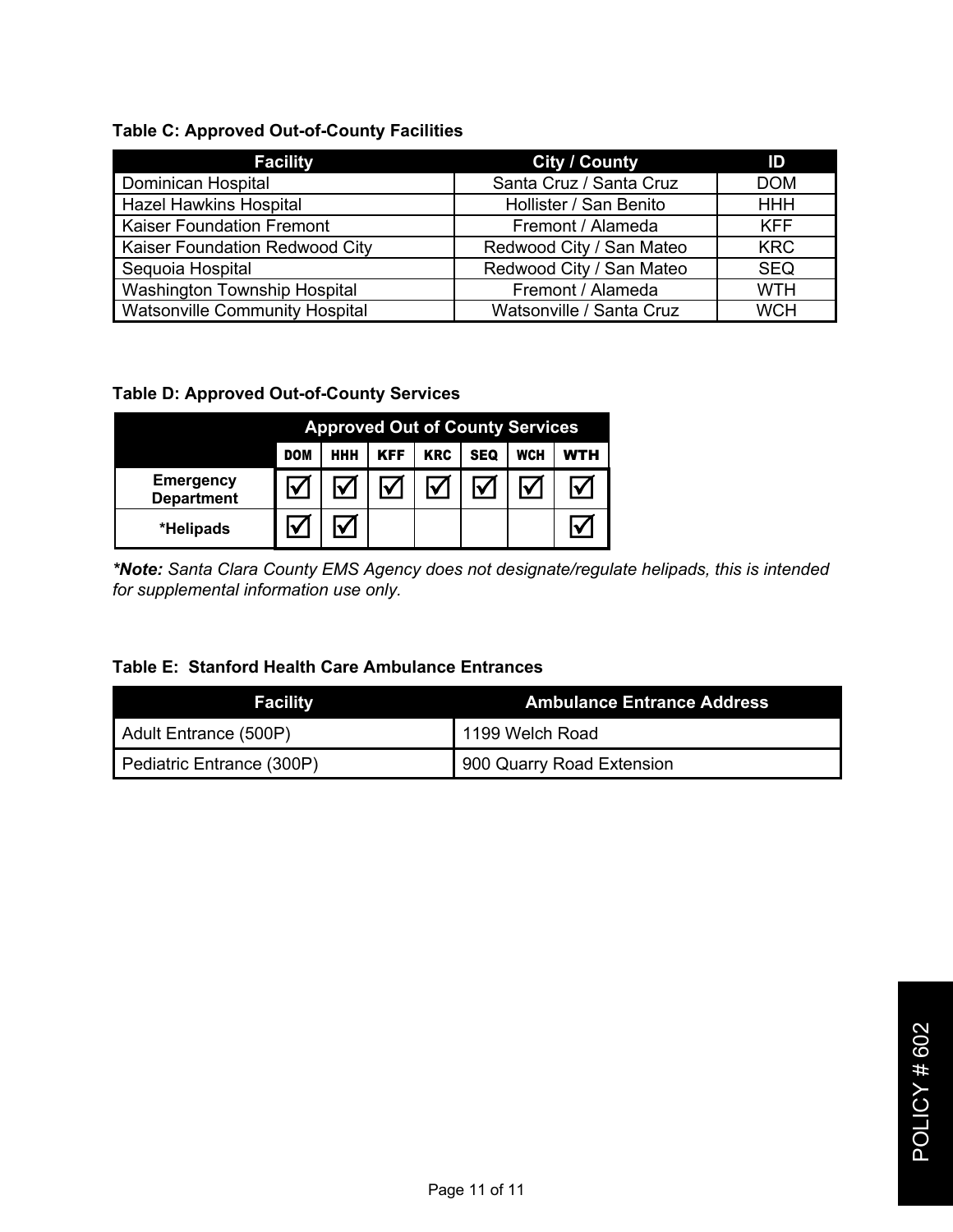**Table C: Approved Out-of-County Facilities**

| Facility | City / County | ID |
|---|---|---|
| Dominican Hospital | Santa Cruz / Santa Cruz | DOM |
| Hazel Hawkins Hospital | Hollister / San Benito | HHH |
| Kaiser Foundation Fremont | Fremont / Alameda | KFF |
| Kaiser Foundation Redwood City | Redwood City / San Mateo | KRC |
| Sequoia Hospital | Redwood City / San Mateo | SEQ |
| Washington Township Hospital | Fremont / Alameda | WTH |
| Watsonville Community Hospital | Watsonville / Santa Cruz | WCH |

**Table D: Approved Out-of-County Services**

| | Approved Out of County Services | | | | | | |
|---|---|---|---|---|---|---|---|
| | DOM | HHH | KFF | KRC | SEQ | WCH | WTH |
| Emergency Department | ☑ | ☑ | ☑ | ☑ | ☑ | ☑ | ☑ |
| *Helipads | ☑ | ☑ | | | | | ☑ |

***Note:** Santa Clara County EMS Agency does not designate/regulate helipads, this is intended for supplemental information use only.*

**Table E: Stanford Health Care Ambulance Entrances**

| Facility | Ambulance Entrance Address |
|---|---|
| Adult Entrance (500P) | 1199 Welch Road |
| Pediatric Entrance (300P) | 900 Quarry Road Extension |

POLICY # 602